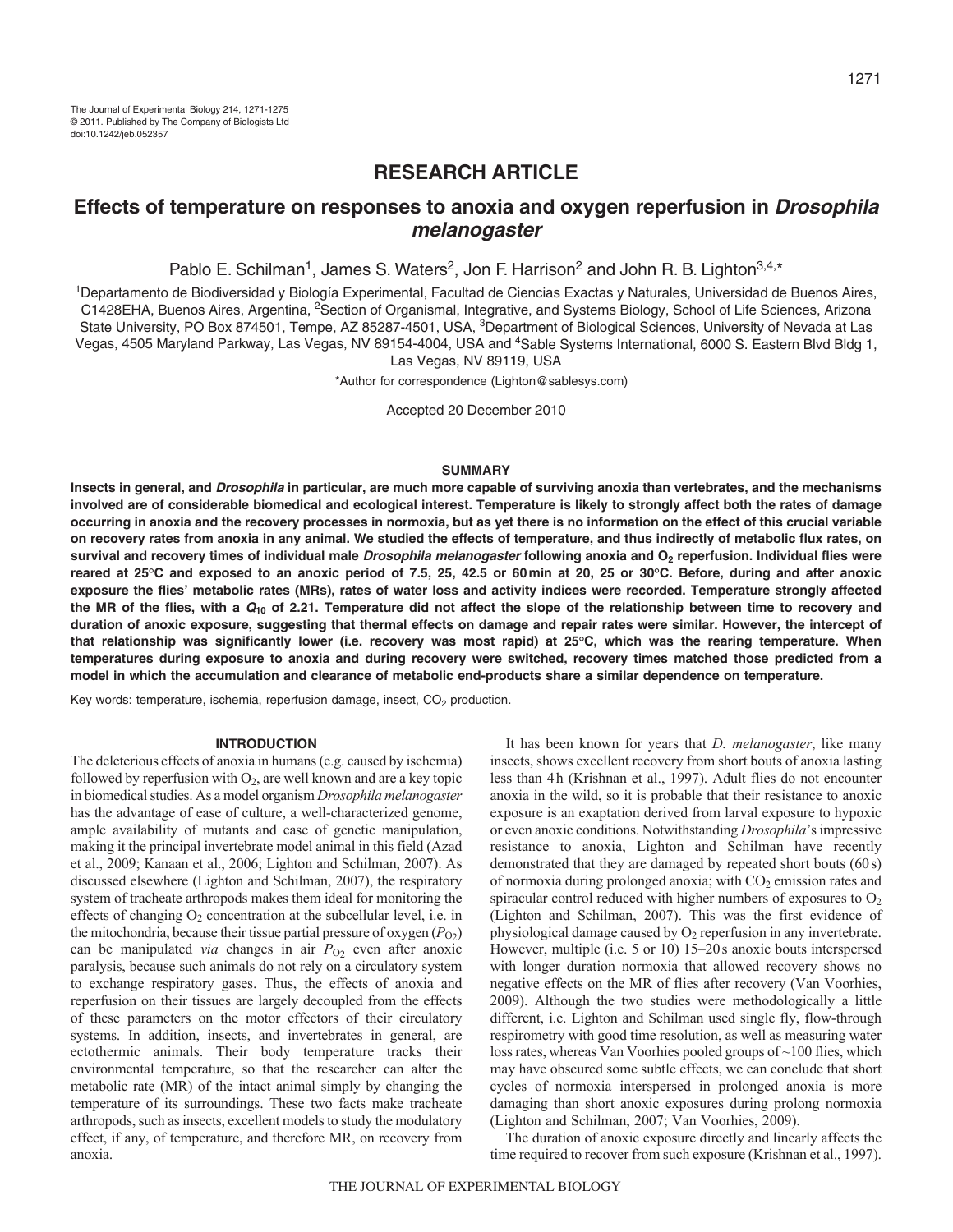# RESEARCH ARTICLE

# Effects of temperature on responses to anoxia and oxygen reperfusion in *Drosophila melanogaster*

Pablo E. Schilman[1], James S. Waters[2], Jon F. Harrison[2] and John R. B. Lighton[3,4,*]

[1]Departamento de Biodiversidad y Biología Experimental, Facultad de Ciencias Exactas y Naturales, Universidad de Buenos Aires, C1428EHA, Buenos Aires, Argentina, [2]Section of Organismal, Integrative, and Systems Biology, School of Life Sciences, Arizona State University, PO Box 874501, Tempe, AZ 85287-4501, USA, [3]Department of Biological Sciences, University of Nevada at Las Vegas, 4505 Maryland Parkway, Las Vegas, NV 89154-4004, USA and [4]Sable Systems International, 6000 S. Eastern Blvd Bldg 1, Las Vegas, NV 89119, USA

*Author for correspondence (Lighton@sablesys.com)

Accepted 20 December 2010

## SUMMARY

**Insects in general, and *Drosophila* in particular, are much more capable of surviving anoxia than vertebrates, and the mechanisms involved are of considerable biomedical and ecological interest. Temperature is likely to strongly affect both the rates of damage occurring in anoxia and the recovery processes in normoxia, but as yet there is no information on the effect of this crucial variable on recovery rates from anoxia in any animal. We studied the effects of temperature, and thus indirectly of metabolic flux rates, on survival and recovery times of individual male *Drosophila melanogaster* following anoxia and $O_2$ reperfusion. Individual flies were reared at 25°C and exposed to an anoxic period of 7.5, 25, 42.5 or 60 min at 20, 25 or 30°C. Before, during and after anoxic exposure the flies' metabolic rates (MRs), rates of water loss and activity indices were recorded. Temperature strongly affected the MR of the flies, with a $Q_{10}$ of 2.21. Temperature did not affect the slope of the relationship between time to recovery and duration of anoxic exposure, suggesting that thermal effects on damage and repair rates were similar. However, the intercept of that relationship was significantly lower (i.e. recovery was most rapid) at 25°C, which was the rearing temperature. When temperatures during exposure to anoxia and during recovery were switched, recovery times matched those predicted from a model in which the accumulation and clearance of metabolic end-products share a similar dependence on temperature.**

Key words: temperature, ischemia, reperfusion damage, insect, $CO_2$ production.

## INTRODUCTION

The deleterious effects of anoxia in humans (e.g. caused by ischemia) followed by reperfusion with $O_2$, are well known and are a key topic in biomedical studies. As a model organism *Drosophila melanogaster* has the advantage of ease of culture, a well-characterized genome, ample availability of mutants and ease of genetic manipulation, making it the principal invertebrate model animal in this field (Azad et al., 2009; Kanaan et al., 2006; Lighton and Schilman, 2007). As discussed elsewhere (Lighton and Schilman, 2007), the respiratory system of tracheate arthropods makes them ideal for monitoring the effects of changing $O_2$ concentration at the subcellular level, i.e. in the mitochondria, because their tissue partial pressure of oxygen ($P_{O_2}$) can be manipulated *via* changes in air $P_{O_2}$ even after anoxic paralysis, because such animals do not rely on a circulatory system to exchange respiratory gases. Thus, the effects of anoxia and reperfusion on their tissues are largely decoupled from the effects of these parameters on the motor effectors of their circulatory systems. In addition, insects, and invertebrates in general, are ectothermic animals. Their body temperature tracks their environmental temperature, so that the researcher can alter the metabolic rate (MR) of the intact animal simply by changing the temperature of its surroundings. These two facts make tracheate arthropods, such as insects, excellent models to study the modulatory effect, if any, of temperature, and therefore MR, on recovery from anoxia.

It has been known for years that *D. melanogaster*, like many insects, shows excellent recovery from short bouts of anoxia lasting less than 4 h (Krishnan et al., 1997). Adult flies do not encounter anoxia in the wild, so it is probable that their resistance to anoxic exposure is an exaptation derived from larval exposure to hypoxic or even anoxic conditions. Notwithstanding *Drosophila*'s impressive resistance to anoxia, Lighton and Schilman have recently demonstrated that they are damaged by repeated short bouts (60 s) of normoxia during prolonged anoxia; with $CO_2$ emission rates and spiracular control reduced with higher numbers of exposures to $O_2$ (Lighton and Schilman, 2007). This was the first evidence of physiological damage caused by $O_2$ reperfusion in any invertebrate. However, multiple (i.e. 5 or 10) 15–20 s anoxic bouts interspersed with longer duration normoxia that allowed recovery shows no negative effects on the MR of flies after recovery (Van Voorhies, 2009). Although the two studies were methodologically a little different, i.e. Lighton and Schilman used single fly, flow-through respirometry with good time resolution, as well as measuring water loss rates, whereas Van Voorhies pooled groups of ~100 flies, which may have obscured some subtle effects, we can conclude that short cycles of normoxia interspersed in prolonged anoxia is more damaging than short anoxic exposures during prolong normoxia (Lighton and Schilman, 2007; Van Voorhies, 2009).

The duration of anoxic exposure directly and linearly affects the time required to recover from such exposure (Krishnan et al., 1997).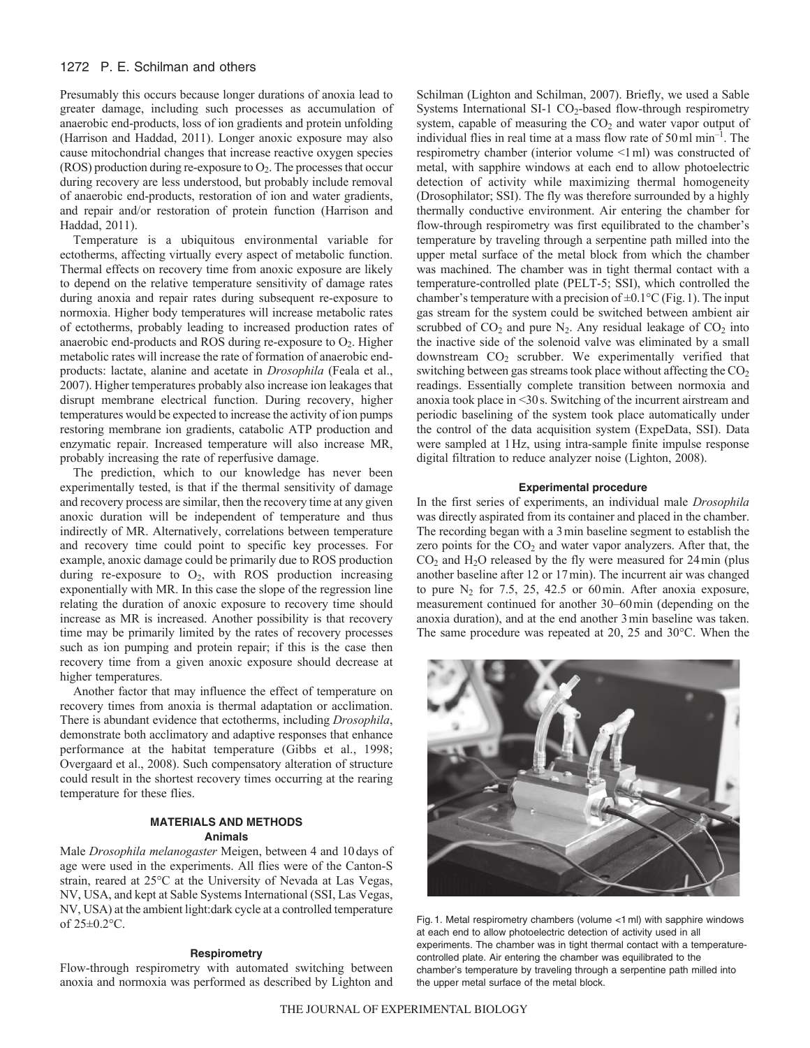Presumably this occurs because longer durations of anoxia lead to greater damage, including such processes as accumulation of anaerobic end-products, loss of ion gradients and protein unfolding (Harrison and Haddad, 2011). Longer anoxic exposure may also cause mitochondrial changes that increase reactive oxygen species (ROS) production during re-exposure to $O_2$. The processes that occur during recovery are less understood, but probably include removal of anaerobic end-products, restoration of ion and water gradients, and repair and/or restoration of protein function (Harrison and Haddad, 2011).

Temperature is a ubiquitous environmental variable for ectotherms, affecting virtually every aspect of metabolic function. Thermal effects on recovery time from anoxic exposure are likely to depend on the relative temperature sensitivity of damage rates during anoxia and repair rates during subsequent re-exposure to normoxia. Higher body temperatures will increase metabolic rates of ectotherms, probably leading to increased production rates of anaerobic end-products and ROS during re-exposure to $O_2$. Higher metabolic rates will increase the rate of formation of anaerobic end-products: lactate, alanine and acetate in *Drosophila* (Feala et al., 2007). Higher temperatures probably also increase ion leakages that disrupt membrane electrical function. During recovery, higher temperatures would be expected to increase the activity of ion pumps restoring membrane ion gradients, catabolic ATP production and enzymatic repair. Increased temperature will also increase MR, probably increasing the rate of reperfusive damage.

The prediction, which to our knowledge has never been experimentally tested, is that if the thermal sensitivity of damage and recovery process are similar, then the recovery time at any given anoxic duration will be independent of temperature and thus indirectly of MR. Alternatively, correlations between temperature and recovery time could point to specific key processes. For example, anoxic damage could be primarily due to ROS production during re-exposure to $O_2$, with ROS production increasing exponentially with MR. In this case the slope of the regression line relating the duration of anoxic exposure to recovery time should increase as MR is increased. Another possibility is that recovery time may be primarily limited by the rates of recovery processes such as ion pumping and protein repair; if this is the case then recovery time from a given anoxic exposure should decrease at higher temperatures.

Another factor that may influence the effect of temperature on recovery times from anoxia is thermal adaptation or acclimation. There is abundant evidence that ectotherms, including *Drosophila*, demonstrate both acclimatory and adaptive responses that enhance performance at the habitat temperature (Gibbs et al., 1998; Overgaard et al., 2008). Such compensatory alteration of structure could result in the shortest recovery times occurring at the rearing temperature for these flies.

## MATERIALS AND METHODS

### Animals

Male *Drosophila melanogaster* Meigen, between 4 and 10 days of age were used in the experiments. All flies were of the Canton-S strain, reared at 25°C at the University of Nevada at Las Vegas, NV, USA, and kept at Sable Systems International (SSI, Las Vegas, NV, USA) at the ambient light:dark cycle at a controlled temperature of 25±0.2°C.

### Respirometry

Flow-through respirometry with automated switching between anoxia and normoxia was performed as described by Lighton and Schilman (Lighton and Schilman, 2007). Briefly, we used a Sable Systems International SI-1 $CO_2$-based flow-through respirometry system, capable of measuring the $CO_2$ and water vapor output of individual flies in real time at a mass flow rate of 50 ml min$^{-1}$. The respirometry chamber (interior volume <1 ml) was constructed of metal, with sapphire windows at each end to allow photoelectric detection of activity while maximizing thermal homogeneity (Drosophilator; SSI). The fly was therefore surrounded by a highly thermally conductive environment. Air entering the chamber for flow-through respirometry was first equilibrated to the chamber's temperature by traveling through a serpentine path milled into the upper metal surface of the metal block from which the chamber was machined. The chamber was in tight thermal contact with a temperature-controlled plate (PELT-5; SSI), which controlled the chamber's temperature with a precision of ±0.1°C (Fig. 1). The input gas stream for the system could be switched between ambient air scrubbed of $CO_2$ and pure $N_2$. Any residual leakage of $CO_2$ into the inactive side of the solenoid valve was eliminated by a small downstream $CO_2$ scrubber. We experimentally verified that switching between gas streams took place without affecting the $CO_2$ readings. Essentially complete transition between normoxia and anoxia took place in <30 s. Switching of the incurrent airstream and periodic baselining of the system took place automatically under the control of the data acquisition system (ExpeData, SSI). Data were sampled at 1 Hz, using intra-sample finite impulse response digital filtration to reduce analyzer noise (Lighton, 2008).

### Experimental procedure

In the first series of experiments, an individual male *Drosophila* was directly aspirated from its container and placed in the chamber. The recording began with a 3 min baseline segment to establish the zero points for the $CO_2$ and water vapor analyzers. After that, the $CO_2$ and $H_2O$ released by the fly were measured for 24 min (plus another baseline after 12 or 17 min). The incurrent air was changed to pure $N_2$ for 7.5, 25, 42.5 or 60 min. After anoxia exposure, measurement continued for another 30–60 min (depending on the anoxia duration), and at the end another 3 min baseline was taken. The same procedure was repeated at 20, 25 and 30°C. When the

Fig. 1. Metal respirometry chambers (volume <1 ml) with sapphire windows at each end to allow photoelectric detection of activity used in all experiments. The chamber was in tight thermal contact with a temperature-controlled plate. Air entering the chamber was equilibrated to the chamber's temperature by traveling through a serpentine path milled into the upper metal surface of the metal block.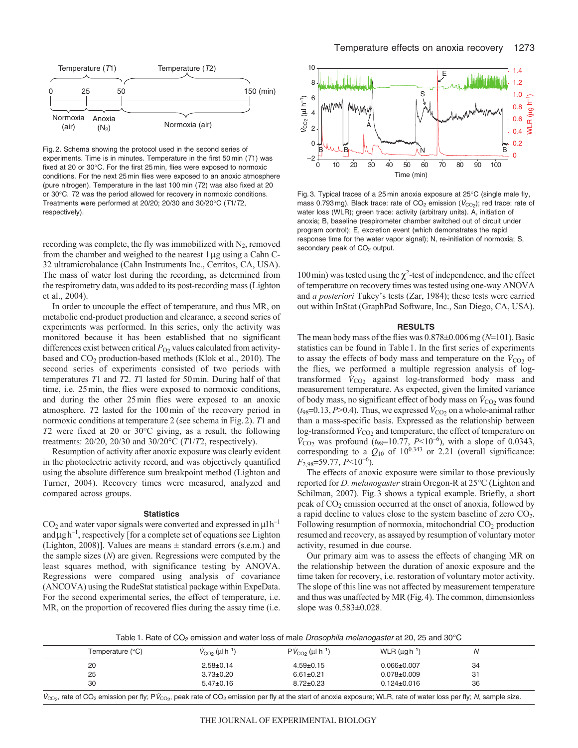Fig. 2. Schema showing the protocol used in the second series of experiments. Time is in minutes. Temperature in the first 50 min ($T1$) was fixed at 20 or 30°C. For the first 25 min, flies were exposed to normoxic conditions. For the next 25 min flies were exposed to an anoxic atmosphere (pure nitrogen). Temperature in the last 100 min ($T2$) was also fixed at 20 or 30°C. $T2$ was the period allowed for recovery in normoxic conditions. Treatments were performed at 20/20; 20/30 and 30/20°C ($T1$/$T2$, respectively).

recording was complete, the fly was immobilized with $N_2$, removed from the chamber and weighed to the nearest 1 μg using a Cahn C-32 ultramicrobalance (Cahn Instruments Inc., Cerritos, CA, USA). The mass of water lost during the recording, as determined from the respirometry data, was added to its post-recording mass (Lighton et al., 2004).

In order to uncouple the effect of temperature, and thus MR, on metabolic end-product production and clearance, a second series of experiments was performed. In this series, only the activity was monitored because it has been established that no significant differences exist between critical $P_{O_2}$ values calculated from activity-based and $CO_2$ production-based methods (Klok et al., 2010). The second series of experiments consisted of two periods with temperatures $T1$ and $T2$. $T1$ lasted for 50 min. During half of that time, i.e. 25 min, the flies were exposed to normoxic conditions, and during the other 25 min flies were exposed to an anoxic atmosphere. $T2$ lasted for the 100 min of the recovery period in normoxic conditions at temperature 2 (see schema in Fig. 2). $T1$ and $T2$ were fixed at 20 or 30°C giving, as a result, the following treatments: 20/20, 20/30 and 30/20°C ($T1$/$T2$, respectively).

Resumption of activity after anoxic exposure was clearly evident in the photoelectric activity record, and was objectively quantified using the absolute difference sum breakpoint method (Lighton and Turner, 2004). Recovery times were measured, analyzed and compared across groups.

## Statistics

$CO_2$ and water vapor signals were converted and expressed in $\mu l\,h^{-1}$ and $\mu g\,h^{-1}$, respectively [for a complete set of equations see Lighton (Lighton, 2008)]. Values are means ± standard errors (s.e.m.) and the sample sizes ($N$) are given. Regressions were computed by the least squares method, with significance testing by ANOVA. Regressions were compared using analysis of covariance (ANCOVA) using the RudeStat statistical package within ExpeData. For the second experimental series, the effect of temperature, i.e. MR, on the proportion of recovered flies during the assay time (i.e. 100 min) was tested using the $\chi^2$-test of independence, and the effect of temperature on recovery times was tested using one-way ANOVA and *a posteriori* Tukey's tests (Zar, 1984); these tests were carried out within InStat (GraphPad Software, Inc., San Diego, CA, USA).

Fig. 3. Typical traces of a 25 min anoxia exposure at 25°C (single male fly, mass 0.793 mg). Black trace: rate of $CO_2$ emission ($\dot{V}_{CO_2}$); red trace: rate of water loss (WLR); green trace: activity (arbitrary units). A, initiation of anoxia; B, baseline (respirometer chamber switched out of circuit under program control); E, excretion event (which demonstrates the rapid response time for the water vapor signal); N, re-initiation of normoxia; S, secondary peak of $CO_2$ output.

## RESULTS

The mean body mass of the flies was 0.878±0.006 mg ($N$=101). Basic statistics can be found in Table 1. In the first series of experiments to assay the effects of body mass and temperature on the $\dot{V}_{CO_2}$ of the flies, we performed a multiple regression analysis of log-transformed $\dot{V}_{CO_2}$ against log-transformed body mass and measurement temperature. As expected, given the limited variance of body mass, no significant effect of body mass on $\dot{V}_{CO_2}$ was found ($t_{98}$=0.13, $P$>0.4). Thus, we expressed $\dot{V}_{CO_2}$ on a whole-animal rather than a mass-specific basis. Expressed as the relationship between log-transformed $\dot{V}_{CO_2}$ and temperature, the effect of temperature on $\dot{V}_{CO_2}$ was profound ($t_{98}$=10.77, $P<10^{-6}$), with a slope of 0.0343, corresponding to a $Q_{10}$ of $10^{0.343}$ or 2.21 (overall significance: $F_{2,98}$=59.77, $P<10^{-6}$).

The effects of anoxic exposure were similar to those previously reported for *D. melanogaster* strain Oregon-R at 25°C (Lighton and Schilman, 2007). Fig. 3 shows a typical example. Briefly, a short peak of $CO_2$ emission occurred at the onset of anoxia, followed by a rapid decline to values close to the system baseline of zero $CO_2$. Following resumption of normoxia, mitochondrial $CO_2$ production resumed and recovery, as assayed by resumption of voluntary motor activity, resumed in due course.

Our primary aim was to assess the effects of changing MR on the relationship between the duration of anoxic exposure and the time taken for recovery, i.e. restoration of voluntary motor activity. The slope of this line was not affected by measurement temperature and thus was unaffected by MR (Fig. 4). The common, dimensionless slope was 0.583±0.028.

Table 1. Rate of $CO_2$ emission and water loss of male *Drosophila melanogaster* at 20, 25 and 30°C

| Temperature (°C) | $\dot{V}_{CO_2}$ ($\mu l\,h^{-1}$) | $P\dot{V}_{CO_2}$ ($\mu l\,h^{-1}$) | WLR ($\mu g\,h^{-1}$) | $N$ |
|---|---|---|---|---|
| 20 | 2.58±0.14 | 4.59±0.15 | 0.066±0.007 | 34 |
| 25 | 3.73±0.20 | 6.61±0.21 | 0.078±0.009 | 31 |
| 30 | 5.47±0.16 | 8.72±0.23 | 0.124±0.016 | 36 |

$\dot{V}_{CO_2}$, rate of $CO_2$ emission per fly; $P\dot{V}_{CO_2}$, peak rate of $CO_2$ emission per fly at the start of anoxia exposure; WLR, rate of water loss per fly; $N$, sample size.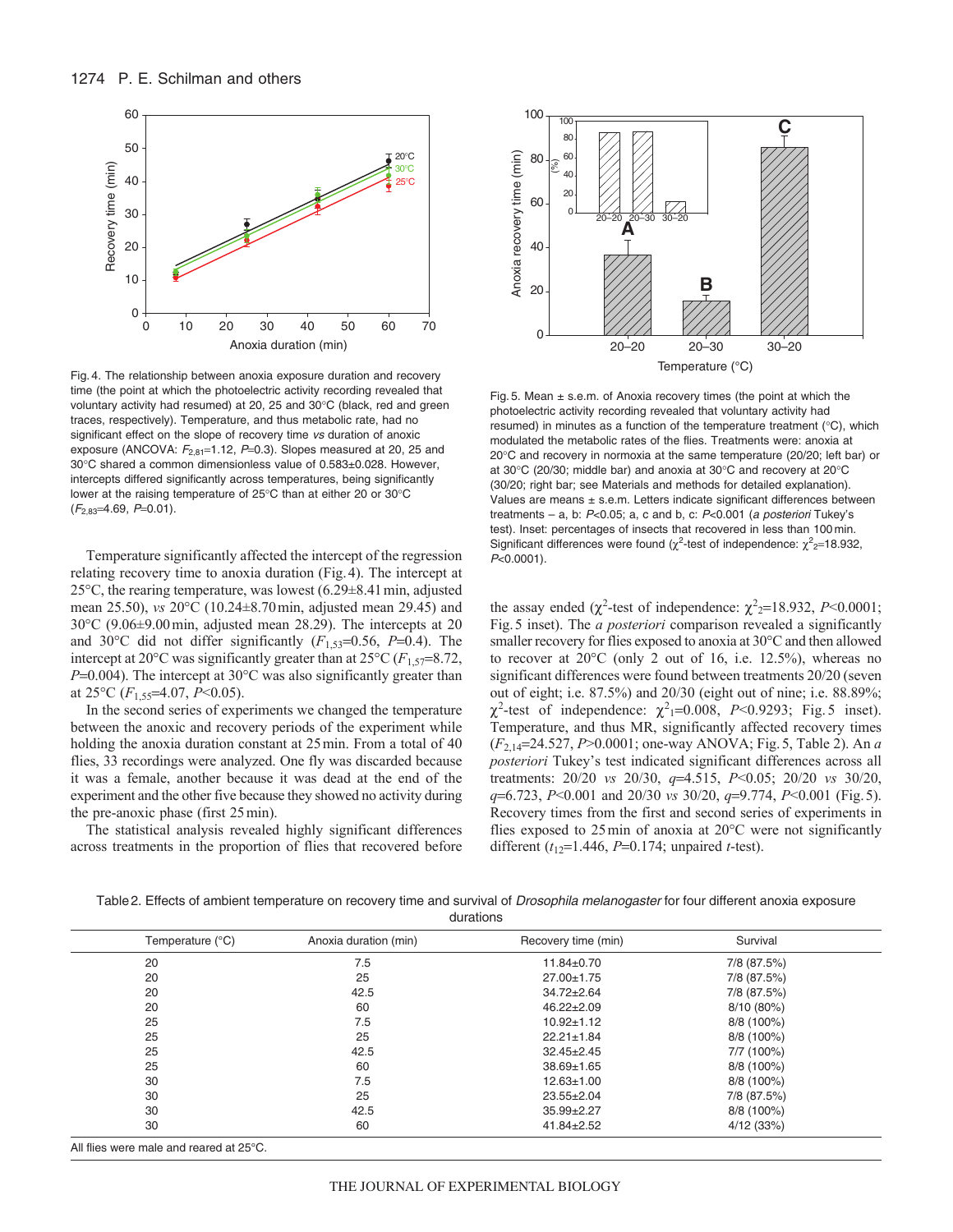Fig. 4. The relationship between anoxia exposure duration and recovery time (the point at which the photoelectric activity recording revealed that voluntary activity had resumed) at 20, 25 and 30°C (black, red and green traces, respectively). Temperature, and thus metabolic rate, had no significant effect on the slope of recovery time *vs* duration of anoxic exposure (ANCOVA: $F_{2,81}$=1.12, $P$=0.3). Slopes measured at 20, 25 and 30°C shared a common dimensionless value of 0.583±0.028. However, intercepts differed significantly across temperatures, being significantly lower at the raising temperature of 25°C than at either 20 or 30°C ($F_{2,83}$=4.69, $P$=0.01).

Temperature significantly affected the intercept of the regression relating recovery time to anoxia duration (Fig. 4). The intercept at 25°C, the rearing temperature, was lowest (6.29±8.41 min, adjusted mean 25.50), *vs* 20°C (10.24±8.70 min, adjusted mean 29.45) and 30°C (9.06±9.00 min, adjusted mean 28.29). The intercepts at 20 and 30°C did not differ significantly ($F_{1,53}$=0.56, $P$=0.4). The intercept at 20°C was significantly greater than at 25°C ($F_{1,57}$=8.72, $P$=0.004). The intercept at 30°C was also significantly greater than at 25°C ($F_{1,55}$=4.07, $P$<0.05).

In the second series of experiments we changed the temperature between the anoxic and recovery periods of the experiment while holding the anoxia duration constant at 25 min. From a total of 40 flies, 33 recordings were analyzed. One fly was discarded because it was a female, another because it was dead at the end of the experiment and the other five because they showed no activity during the pre-anoxic phase (first 25 min).

The statistical analysis revealed highly significant differences across treatments in the proportion of flies that recovered before the assay ended ($\chi^2$-test of independence: $\chi^2_2$=18.932, $P$<0.0001; Fig. 5 inset). The *a posteriori* comparison revealed a significantly smaller recovery for flies exposed to anoxia at 30°C and then allowed to recover at 20°C (only 2 out of 16, i.e. 12.5%), whereas no significant differences were found between treatments 20/20 (seven out of eight; i.e. 87.5%) and 20/30 (eight out of nine; i.e. 88.89%; $\chi^2$-test of independence: $\chi^2_1$=0.008, $P$<0.9293; Fig. 5 inset). Temperature, and thus MR, significantly affected recovery times ($F_{2,14}$=24.527, $P$>0.0001; one-way ANOVA; Fig. 5, Table 2). An *a posteriori* Tukey's test indicated significant differences across all treatments: 20/20 *vs* 20/30, $q$=4.515, $P$<0.05; 20/20 *vs* 30/20, $q$=6.723, $P$<0.001 and 20/30 *vs* 30/20, $q$=9.774, $P$<0.001 (Fig. 5). Recovery times from the first and second series of experiments in flies exposed to 25 min of anoxia at 20°C were not significantly different ($t_{12}$=1.446, $P$=0.174; unpaired *t*-test).

Fig. 5. Mean ± s.e.m. of Anoxia recovery times (the point at which the photoelectric activity recording revealed that voluntary activity had resumed) in minutes as a function of the temperature treatment (°C), which modulated the metabolic rates of the flies. Treatments were: anoxia at 20°C and recovery in normoxia at the same temperature (20/20; left bar) or at 30°C (20/30; middle bar) and anoxia at 30°C and recovery at 20°C (30/20; right bar; see Materials and methods for detailed explanation). Values are means ± s.e.m. Letters indicate significant differences between treatments – a, b: $P$<0.05; a, c and b, c: $P$<0.001 (*a posteriori* Tukey's test). Inset: percentages of insects that recovered in less than 100 min. Significant differences were found ($\chi^2$-test of independence: $\chi^2_2$=18.932, $P$<0.0001).

Table 2. Effects of ambient temperature on recovery time and survival of *Drosophila melanogaster* for four different anoxia exposure durations

| Temperature (°C) | Anoxia duration (min) | Recovery time (min) | Survival |
|---|---|---|---|
| 20 | 7.5 | 11.84±0.70 | 7/8 (87.5%) |
| 20 | 25 | 27.00±1.75 | 7/8 (87.5%) |
| 20 | 42.5 | 34.72±2.64 | 7/8 (87.5%) |
| 20 | 60 | 46.22±2.09 | 8/10 (80%) |
| 25 | 7.5 | 10.92±1.12 | 8/8 (100%) |
| 25 | 25 | 22.21±1.84 | 8/8 (100%) |
| 25 | 42.5 | 32.45±2.45 | 7/7 (100%) |
| 25 | 60 | 38.69±1.65 | 8/8 (100%) |
| 30 | 7.5 | 12.63±1.00 | 8/8 (100%) |
| 30 | 25 | 23.55±2.04 | 7/8 (87.5%) |
| 30 | 42.5 | 35.99±2.27 | 8/8 (100%) |
| 30 | 60 | 41.84±2.52 | 4/12 (33%) |

All flies were male and reared at 25°C.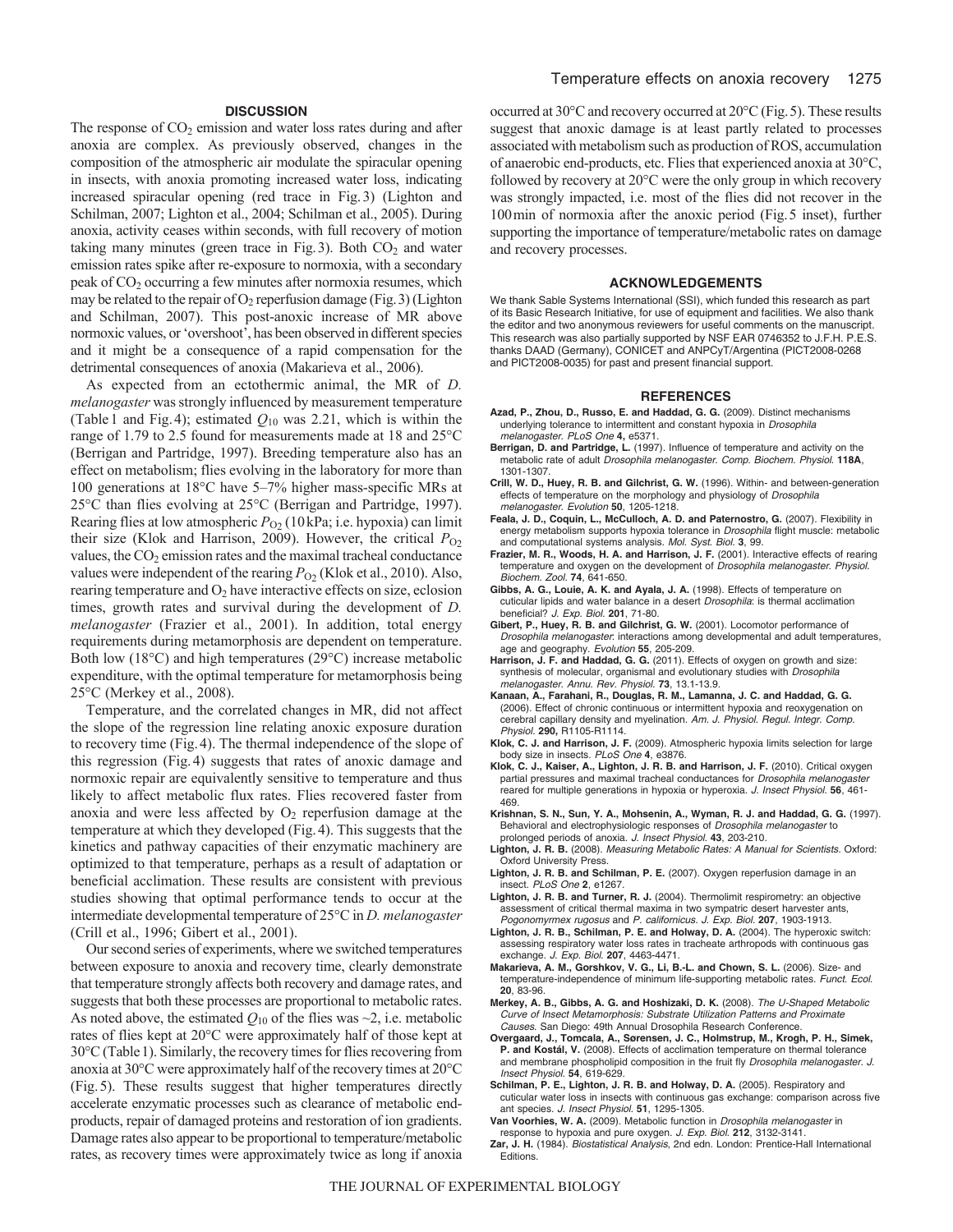## DISCUSSION

The response of $CO_2$ emission and water loss rates during and after anoxia are complex. As previously observed, changes in the composition of the atmospheric air modulate the spiracular opening in insects, with anoxia promoting increased water loss, indicating increased spiracular opening (red trace in Fig. 3) (Lighton and Schilman, 2007; Lighton et al., 2004; Schilman et al., 2005). During anoxia, activity ceases within seconds, with full recovery of motion taking many minutes (green trace in Fig. 3). Both $CO_2$ and water emission rates spike after re-exposure to normoxia, with a secondary peak of $CO_2$ occurring a few minutes after normoxia resumes, which may be related to the repair of $O_2$ reperfusion damage (Fig. 3) (Lighton and Schilman, 2007). This post-anoxic increase of MR above normoxic values, or 'overshoot', has been observed in different species and it might be a consequence of a rapid compensation for the detrimental consequences of anoxia (Makarieva et al., 2006).

As expected from an ectothermic animal, the MR of *D. melanogaster* was strongly influenced by measurement temperature (Table 1 and Fig. 4); estimated $Q_{10}$ was 2.21, which is within the range of 1.79 to 2.5 found for measurements made at 18 and 25°C (Berrigan and Partridge, 1997). Breeding temperature also has an effect on metabolism; flies evolving in the laboratory for more than 100 generations at 18°C have 5–7% higher mass-specific MRs at 25°C than flies evolving at 25°C (Berrigan and Partridge, 1997). Rearing flies at low atmospheric $P_{O_2}$ (10 kPa; i.e. hypoxia) can limit their size (Klok and Harrison, 2009). However, the critical $P_{O_2}$ values, the $CO_2$ emission rates and the maximal tracheal conductance values were independent of the rearing $P_{O_2}$ (Klok et al., 2010). Also, rearing temperature and $O_2$ have interactive effects on size, eclosion times, growth rates and survival during the development of *D. melanogaster* (Frazier et al., 2001). In addition, total energy requirements during metamorphosis are dependent on temperature. Both low (18°C) and high temperatures (29°C) increase metabolic expenditure, with the optimal temperature for metamorphosis being 25°C (Merkey et al., 2008).

Temperature, and the correlated changes in MR, did not affect the slope of the regression line relating anoxic exposure duration to recovery time (Fig. 4). The thermal independence of the slope of this regression (Fig. 4) suggests that rates of anoxic damage and normoxic repair are equivalently sensitive to temperature and thus likely to affect metabolic flux rates. Flies recovered faster from anoxia and were less affected by $O_2$ reperfusion damage at the temperature at which they developed (Fig. 4). This suggests that the kinetics and pathway capacities of their enzymatic machinery are optimized to that temperature, perhaps as a result of adaptation or beneficial acclimation. These results are consistent with previous studies showing that optimal performance tends to occur at the intermediate developmental temperature of 25°C in *D. melanogaster* (Crill et al., 1996; Gibert et al., 2001).

Our second series of experiments, where we switched temperatures between exposure to anoxia and recovery time, clearly demonstrate that temperature strongly affects both recovery and damage rates, and suggests that both these processes are proportional to metabolic rates. As noted above, the estimated $Q_{10}$ of the flies was ~2, i.e. metabolic rates of flies kept at 20°C were approximately half of those kept at 30°C (Table 1). Similarly, the recovery times for flies recovering from anoxia at 30°C were approximately half of the recovery times at 20°C (Fig. 5). These results suggest that higher temperatures directly accelerate enzymatic processes such as clearance of metabolic end-products, repair of damaged proteins and restoration of ion gradients. Damage rates also appear to be proportional to temperature/metabolic rates, as recovery times were approximately twice as long if anoxia occurred at 30°C and recovery occurred at 20°C (Fig. 5). These results suggest that anoxic damage is at least partly related to processes associated with metabolism such as production of ROS, accumulation of anaerobic end-products, etc. Flies that experienced anoxia at 30°C, followed by recovery at 20°C were the only group in which recovery was strongly impacted, i.e. most of the flies did not recover in the 100 min of normoxia after the anoxic period (Fig. 5 inset), further supporting the importance of temperature/metabolic rates on damage and recovery processes.

## ACKNOWLEDGEMENTS

We thank Sable Systems International (SSI), which funded this research as part of its Basic Research Initiative, for use of equipment and facilities. We also thank the editor and two anonymous reviewers for useful comments on the manuscript. This research was also partially supported by NSF EAR 0746352 to J.F.H. P.E.S. thanks DAAD (Germany), CONICET and ANPCyT/Argentina (PICT2008-0268 and PICT2008-0035) for past and present financial support.

## REFERENCES

**Azad, P., Zhou, D., Russo, E. and Haddad, G. G.** (2009). Distinct mechanisms underlying tolerance to intermittent and constant hypoxia in *Drosophila melanogaster*. *PLoS One* **4,** e5371.

**Berrigan, D. and Partridge, L.** (1997). Influence of temperature and activity on the metabolic rate of adult *Drosophila melanogaster*. *Comp. Biochem. Physiol.* **118A**, 1301-1307.

**Crill, W. D., Huey, R. B. and Gilchrist, G. W.** (1996). Within- and between-generation effects of temperature on the morphology and physiology of *Drosophila melanogaster*. *Evolution* **50**, 1205-1218.

**Feala, J. D., Coquin, L., McCulloch, A. D. and Paternostro, G.** (2007). Flexibility in energy metabolism supports hypoxia tolerance in *Drosophila* flight muscle: metabolic and computational systems analysis. *Mol. Syst. Biol.* **3**, 99.

**Frazier, M. R., Woods, H. A. and Harrison, J. F.** (2001). Interactive effects of rearing temperature and oxygen on the development of *Drosophila melanogaster*. *Physiol. Biochem. Zool.* **74**, 641-650.

**Gibbs, A. G., Louie, A. K. and Ayala, J. A.** (1998). Effects of temperature on cuticular lipids and water balance in a desert *Drosophila*: is thermal acclimation beneficial? *J. Exp. Biol.* **201**, 71-80.

**Gibert, P., Huey, R. B. and Gilchrist, G. W.** (2001). Locomotor performance of *Drosophila melanogaster*: interactions among developmental and adult temperatures, age and geography. *Evolution* **55**, 205-209.

**Harrison, J. F. and Haddad, G. G.** (2011). Effects of oxygen on growth and size: synthesis of molecular, organismal and evolutionary studies with *Drosophila melanogaster*. *Annu. Rev. Physiol.* **73**, 13.1-13.9.

**Kanaan, A., Farahani, R., Douglas, R. M., Lamanna, J. C. and Haddad, G. G.** (2006). Effect of chronic continuous or intermittent hypoxia and reoxygenation on cerebral capillary density and myelination. *Am. J. Physiol. Regul. Integr. Comp. Physiol.* **290,** R1105-R1114.

**Klok, C. J. and Harrison, J. F.** (2009). Atmospheric hypoxia limits selection for large body size in insects. *PLoS One* **4**, e3876.

**Klok, C. J., Kaiser, A., Lighton, J. R. B. and Harrison, J. F.** (2010). Critical oxygen partial pressures and maximal tracheal conductances for *Drosophila melanogaster* reared for multiple generations in hypoxia or hyperoxia. *J. Insect Physiol.* **56**, 461-469.

**Krishnan, S. N., Sun, Y. A., Mohsenin, A., Wyman, R. J. and Haddad, G. G.** (1997). Behavioral and electrophysiologic responses of *Drosophila melanogaster* to prolonged periods of anoxia. *J. Insect Physiol.* **43**, 203-210.

**Lighton, J. R. B.** (2008). *Measuring Metabolic Rates: A Manual for Scientists.* Oxford: Oxford University Press.

**Lighton, J. R. B. and Schilman, P. E.** (2007). Oxygen reperfusion damage in an insect. *PLoS One* **2**, e1267.

**Lighton, J. R. B. and Turner, R. J.** (2004). Thermolimit respirometry: an objective assessment of critical thermal maxima in two sympatric desert harvester ants, *Pogonomyrmex rugosus* and *P. californicus*. *J. Exp. Biol.* **207**, 1903-1913.

**Lighton, J. R. B., Schilman, P. E. and Holway, D. A.** (2004). The hyperoxic switch: assessing respiratory water loss rates in tracheate arthropods with continuous gas exchange. *J. Exp. Biol.* **207**, 4463-4471.

**Makarieva, A. M., Gorshkov, V. G., Li, B.-L. and Chown, S. L.** (2006). Size- and temperature-independence of minimum life-supporting metabolic rates. *Funct. Ecol.* **20**, 83-96.

**Merkey, A. B., Gibbs, A. G. and Hoshizaki, D. K.** (2008). *The U-Shaped Metabolic Curve of Insect Metamorphosis: Substrate Utilization Patterns and Proximate Causes.* San Diego: 49th Annual Drosophila Research Conference.

**Overgaard, J., Tomcala, A., Sørensen, J. C., Holmstrup, M., Krogh, P. H., Simek, P. and Kostál, V.** (2008). Effects of acclimation temperature on thermal tolerance and membrane phospholipid composition in the fruit fly *Drosophila melanogaster*. *J. Insect Physiol.* **54**, 619-629.

**Schilman, P. E., Lighton, J. R. B. and Holway, D. A.** (2005). Respiratory and cuticular water loss in insects with continuous gas exchange: comparison across five ant species. *J. Insect Physiol.* **51**, 1295-1305.

**Van Voorhies, W. A.** (2009). Metabolic function in *Drosophila melanogaster* in response to hypoxia and pure oxygen. *J. Exp. Biol.* **212**, 3132-3141.

**Zar, J. H.** (1984). *Biostatistical Analysis*, 2nd edn. London: Prentice-Hall International Editions.